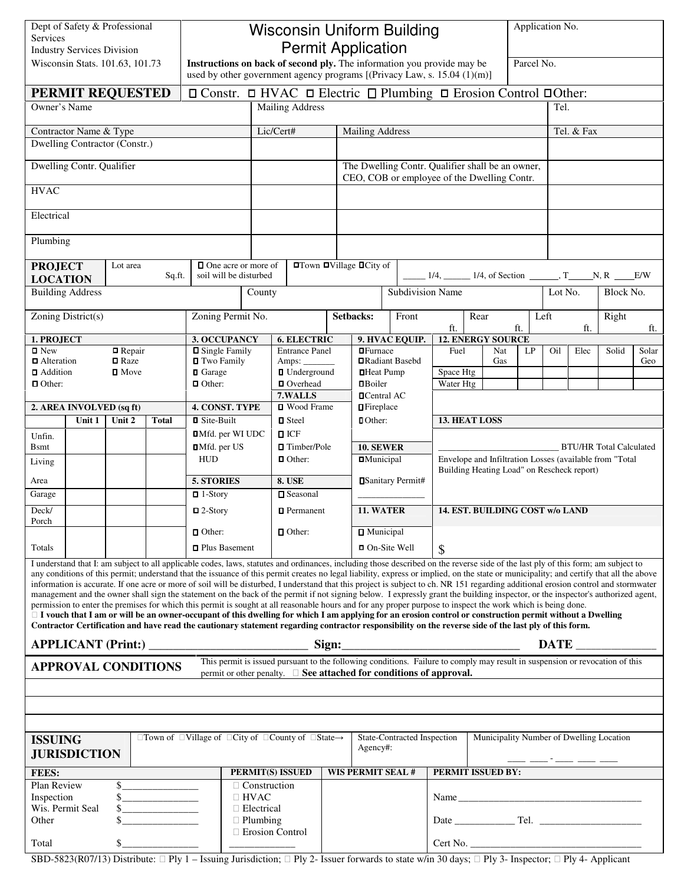Dept of Safety & Professional Services
Industry Services Division
Wisconsin Stats. 101.63, 101.73

# Wisconsin Uniform Building Permit Application

**Instructions on back of second ply.** The information you provide may be used by other government agency programs [(Privacy Law, s. 15.04 (1)(m)]

Application No.

Parcel No.

## PERMIT REQUESTED

☐ Constr. ☐ HVAC ☐ Electric ☐ Plumbing ☐ Erosion Control ☐ Other:

| Owner's Name | | Mailing Address | | Tel. |
|---|---|---|---|---|
| Contractor Name & Type | Lic/Cert# | Mailing Address | | Tel. & Fax |
| Dwelling Contractor (Constr.) | | | | |
| Dwelling Contr. Qualifier | | The Dwelling Contr. Qualifier shall be an owner, CEO, COB or employee of the Dwelling Contr. | | |
| HVAC | | | | |
| Electrical | | | | |
| Plumbing | | | | |

## PROJECT LOCATION

Lot area Sq.ft. | ☐ One acre or more of soil will be disturbed | ☐Town ☐Village ☐City of | _____ 1/4, ______ 1/4, of Section ______, T_____N, R ____E/W

| Building Address | County | Subdivision Name | Lot No. | Block No. |
|---|---|---|---|---|
| | | | | |

| Zoning District(s) | Zoning Permit No. | Setbacks: | Front ft. | Rear ft. | Left ft. | Right ft. |
|---|---|---|---|---|---|---|
| | | | | | | |

**1. PROJECT**
☐ New ☐ Repair
☐ Alteration ☐ Raze
☐ Addition ☐ Move
☐ Other:

**2. AREA INVOLVED (sq ft)**

| | Unit 1 | Unit 2 | Total |
|---|---|---|---|
| Unfin. Bsmt | | | |
| Living Area | | | |
| Garage | | | |
| Deck/ Porch | | | |
| Totals | | | |

**3. OCCUPANCY**
☐ Single Family
☐ Two Family
☐ Garage
☐ Other:

**4. CONST. TYPE**
☐ Site-Built
☐ Mfd. per WI UDC
☐ Mfd. per US HUD

**5. STORIES**
☐ 1-Story
☐ 2-Story
☐ Other:
☐ Plus Basement

**6. ELECTRIC**
Entrance Panel Amps: _______
☐ Underground
☐ Overhead

**7. WALLS**
☐ Wood Frame
☐ Steel
☐ ICF
☐ Timber/Pole
☐ Other:

**8. USE**
☐ Seasonal
☐ Permanent
☐ Other:

**9. HVAC EQUIP.**
☐ Furnace
☐ Radiant Basebd
☐ Heat Pump
☐ Boiler
☐ Central AC
☐ Fireplace
☐ Other:

**10. SEWER**
☐ Municipal
☐ Sanitary Permit# ______________

**11. WATER**
☐ Municipal
☐ On-Site Well

**12. ENERGY SOURCE**

| Fuel | Nat Gas | LP | Oil | Elec | Solid | Solar Geo |
|---|---|---|---|---|---|---|
| Space Htg | | | | | | |
| Water Htg | | | | | | |

**13. HEAT LOSS**

__________________________ BTU/HR Total Calculated

Envelope and Infiltration Losses (available from "Total Building Heating Load" on Rescheck report)

**14. EST. BUILDING COST w/o LAND**

$

I understand that I: am subject to all applicable codes, laws, statutes and ordinances, including those described on the reverse side of the last ply of this form; am subject to any conditions of this permit; understand that the issuance of this permit creates no legal liability, express or implied, on the state or municipality; and certify that all the above information is accurate. If one acre or more of soil will be disturbed, I understand that this project is subject to ch. NR 151 regarding additional erosion control and stormwater management and the owner shall sign the statement on the back of the permit if not signing below. I expressly grant the building inspector, or the inspector's authorized agent, permission to enter the premises for which this permit is sought at all reasonable hours and for any proper purpose to inspect the work which is being done.

☐ **I vouch that I am or will be an owner-occupant of this dwelling for which I am applying for an erosion control or construction permit without a Dwelling Contractor Certification and have read the cautionary statement regarding contractor responsibility on the reverse side of the last ply of this form.**

**APPLICANT (Print:)** ___________________________ **Sign:**_______________________________ **DATE** _____________

## APPROVAL CONDITIONS

This permit is issued pursuant to the following conditions. Failure to comply may result in suspension or revocation of this permit or other penalty. ☐ **See attached for conditions of approval.**

## ISSUING JURISDICTION

☐Town of ☐Village of ☐City of ☐County of ☐State→

State-Contracted Inspection Agency#:

Municipality Number of Dwelling Location ____ ____ - ____ ____ ____

| FEES: | | PERMIT(S) ISSUED | WIS PERMIT SEAL # | PERMIT ISSUED BY: |
|---|---|---|---|---|
| Plan Review | $_______________ | ☐ Construction | | |
| Inspection | $_______________ | ☐ HVAC | | Name _____________________________________ |
| Wis. Permit Seal | $_______________ | ☐ Electrical | | |
| Other | $_______________ | ☐ Plumbing | | Date ____________ Tel. _____________________ |
| | | ☐ Erosion Control | | |
| Total | $_______________ | _____________ | | Cert No. __________________________________ |

SBD-5823(R07/13) Distribute: ☐ Ply 1 – Issuing Jurisdiction; ☐ Ply 2- Issuer forwards to state w/in 30 days; ☐ Ply 3- Inspector; ☐ Ply 4- Applicant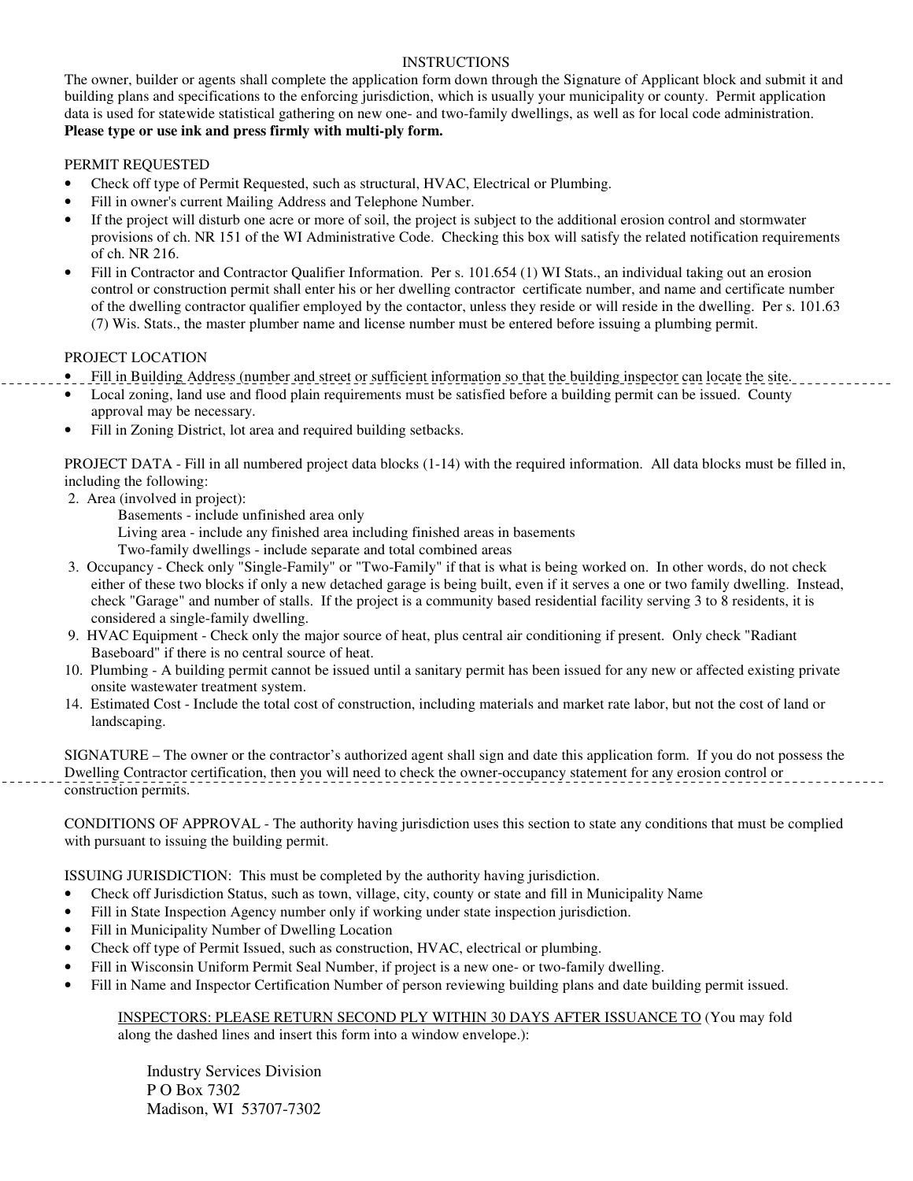# INSTRUCTIONS

The owner, builder or agents shall complete the application form down through the Signature of Applicant block and submit it and building plans and specifications to the enforcing jurisdiction, which is usually your municipality or county. Permit application data is used for statewide statistical gathering on new one- and two-family dwellings, as well as for local code administration. **Please type or use ink and press firmly with multi-ply form.**

PERMIT REQUESTED

- Check off type of Permit Requested, such as structural, HVAC, Electrical or Plumbing.
- Fill in owner's current Mailing Address and Telephone Number.
- If the project will disturb one acre or more of soil, the project is subject to the additional erosion control and stormwater provisions of ch. NR 151 of the WI Administrative Code. Checking this box will satisfy the related notification requirements of ch. NR 216.
- Fill in Contractor and Contractor Qualifier Information. Per s. 101.654 (1) WI Stats., an individual taking out an erosion control or construction permit shall enter his or her dwelling contractor certificate number, and name and certificate number of the dwelling contractor qualifier employed by the contactor, unless they reside or will reside in the dwelling. Per s. 101.63 (7) Wis. Stats., the master plumber name and license number must be entered before issuing a plumbing permit.

PROJECT LOCATION

- Fill in Building Address (number and street or sufficient information so that the building inspector can locate the site.
- Local zoning, land use and flood plain requirements must be satisfied before a building permit can be issued. County approval may be necessary.
- Fill in Zoning District, lot area and required building setbacks.

PROJECT DATA - Fill in all numbered project data blocks (1-14) with the required information. All data blocks must be filled in, including the following:

2. Area (involved in project):
   Basements - include unfinished area only
   Living area - include any finished area including finished areas in basements
   Two-family dwellings - include separate and total combined areas
3. Occupancy - Check only "Single-Family" or "Two-Family" if that is what is being worked on. In other words, do not check either of these two blocks if only a new detached garage is being built, even if it serves a one or two family dwelling. Instead, check "Garage" and number of stalls. If the project is a community based residential facility serving 3 to 8 residents, it is considered a single-family dwelling.
9. HVAC Equipment - Check only the major source of heat, plus central air conditioning if present. Only check "Radiant Baseboard" if there is no central source of heat.
10. Plumbing - A building permit cannot be issued until a sanitary permit has been issued for any new or affected existing private onsite wastewater treatment system.
14. Estimated Cost - Include the total cost of construction, including materials and market rate labor, but not the cost of land or landscaping.

SIGNATURE – The owner or the contractor's authorized agent shall sign and date this application form. If you do not possess the Dwelling Contractor certification, then you will need to check the owner-occupancy statement for any erosion control or construction permits.

CONDITIONS OF APPROVAL - The authority having jurisdiction uses this section to state any conditions that must be complied with pursuant to issuing the building permit.

ISSUING JURISDICTION: This must be completed by the authority having jurisdiction.

- Check off Jurisdiction Status, such as town, village, city, county or state and fill in Municipality Name
- Fill in State Inspection Agency number only if working under state inspection jurisdiction.
- Fill in Municipality Number of Dwelling Location
- Check off type of Permit Issued, such as construction, HVAC, electrical or plumbing.
- Fill in Wisconsin Uniform Permit Seal Number, if project is a new one- or two-family dwelling.
- Fill in Name and Inspector Certification Number of person reviewing building plans and date building permit issued.

INSPECTORS: PLEASE RETURN SECOND PLY WITHIN 30 DAYS AFTER ISSUANCE TO (You may fold along the dashed lines and insert this form into a window envelope.):

Industry Services Division
P O Box 7302
Madison, WI 53707-7302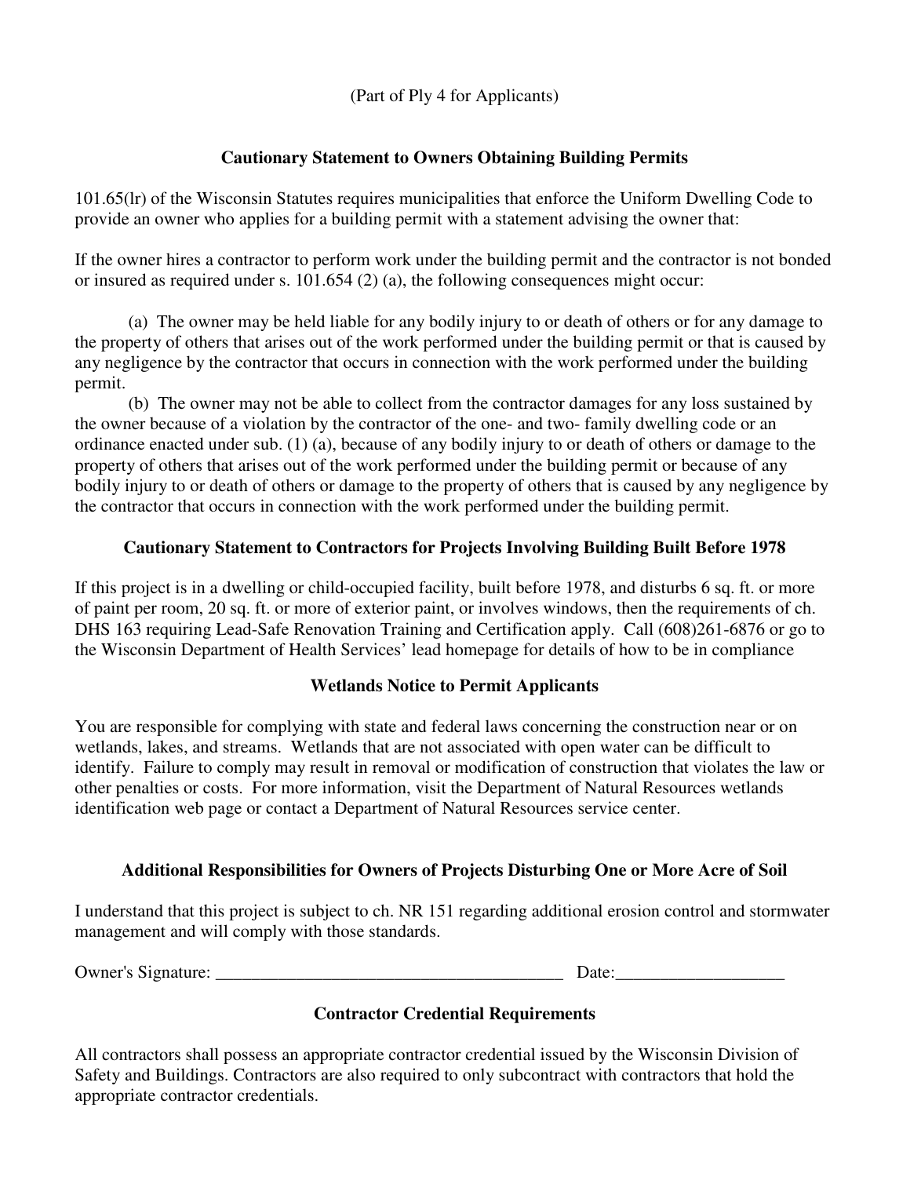(Part of Ply 4 for Applicants)

## Cautionary Statement to Owners Obtaining Building Permits

101.65(lr) of the Wisconsin Statutes requires municipalities that enforce the Uniform Dwelling Code to provide an owner who applies for a building permit with a statement advising the owner that:

If the owner hires a contractor to perform work under the building permit and the contractor is not bonded or insured as required under s. 101.654 (2) (a), the following consequences might occur:

(a) The owner may be held liable for any bodily injury to or death of others or for any damage to the property of others that arises out of the work performed under the building permit or that is caused by any negligence by the contractor that occurs in connection with the work performed under the building permit.

(b) The owner may not be able to collect from the contractor damages for any loss sustained by the owner because of a violation by the contractor of the one- and two- family dwelling code or an ordinance enacted under sub. (1) (a), because of any bodily injury to or death of others or damage to the property of others that arises out of the work performed under the building permit or because of any bodily injury to or death of others or damage to the property of others that is caused by any negligence by the contractor that occurs in connection with the work performed under the building permit.

## Cautionary Statement to Contractors for Projects Involving Building Built Before 1978

If this project is in a dwelling or child-occupied facility, built before 1978, and disturbs 6 sq. ft. or more of paint per room, 20 sq. ft. or more of exterior paint, or involves windows, then the requirements of ch. DHS 163 requiring Lead-Safe Renovation Training and Certification apply. Call (608)261-6876 or go to the Wisconsin Department of Health Services' lead homepage for details of how to be in compliance

## Wetlands Notice to Permit Applicants

You are responsible for complying with state and federal laws concerning the construction near or on wetlands, lakes, and streams. Wetlands that are not associated with open water can be difficult to identify. Failure to comply may result in removal or modification of construction that violates the law or other penalties or costs. For more information, visit the Department of Natural Resources wetlands identification web page or contact a Department of Natural Resources service center.

## Additional Responsibilities for Owners of Projects Disturbing One or More Acre of Soil

I understand that this project is subject to ch. NR 151 regarding additional erosion control and stormwater management and will comply with those standards.

Owner's Signature: ________________________________________ Date:___________________

## Contractor Credential Requirements

All contractors shall possess an appropriate contractor credential issued by the Wisconsin Division of Safety and Buildings. Contractors are also required to only subcontract with contractors that hold the appropriate contractor credentials.